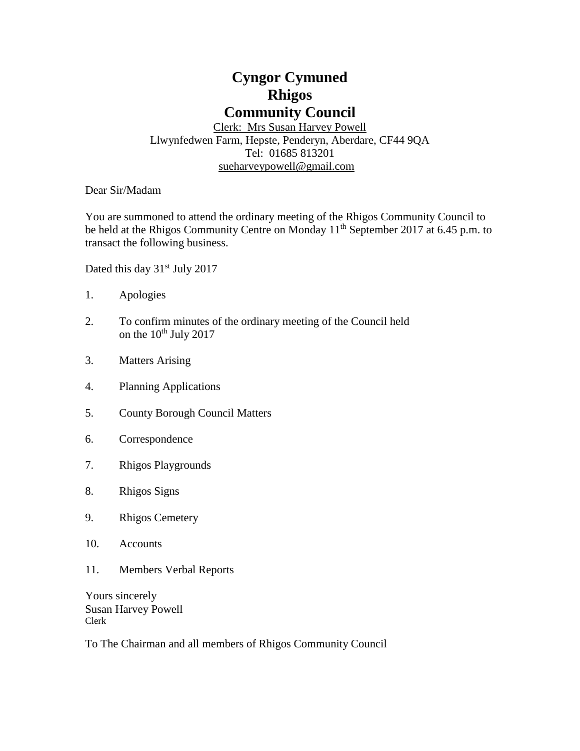# Cyngor Cymuned
# Rhigos
# Community Council

Clerk: Mrs Susan Harvey Powell
Llwynfedwen Farm, Hepste, Penderyn, Aberdare, CF44 9QA
Tel: 01685 813201
sueharveypowell@gmail.com

Dear Sir/Madam

You are summoned to attend the ordinary meeting of the Rhigos Community Council to be held at the Rhigos Community Centre on Monday 11th September 2017 at 6.45 p.m. to transact the following business.

Dated this day 31st July 2017

1. Apologies
2. To confirm minutes of the ordinary meeting of the Council held on the 10th July 2017
3. Matters Arising
4. Planning Applications
5. County Borough Council Matters
6. Correspondence
7. Rhigos Playgrounds
8. Rhigos Signs
9. Rhigos Cemetery
10. Accounts
11. Members Verbal Reports

Yours sincerely
Susan Harvey Powell
Clerk

To The Chairman and all members of Rhigos Community Council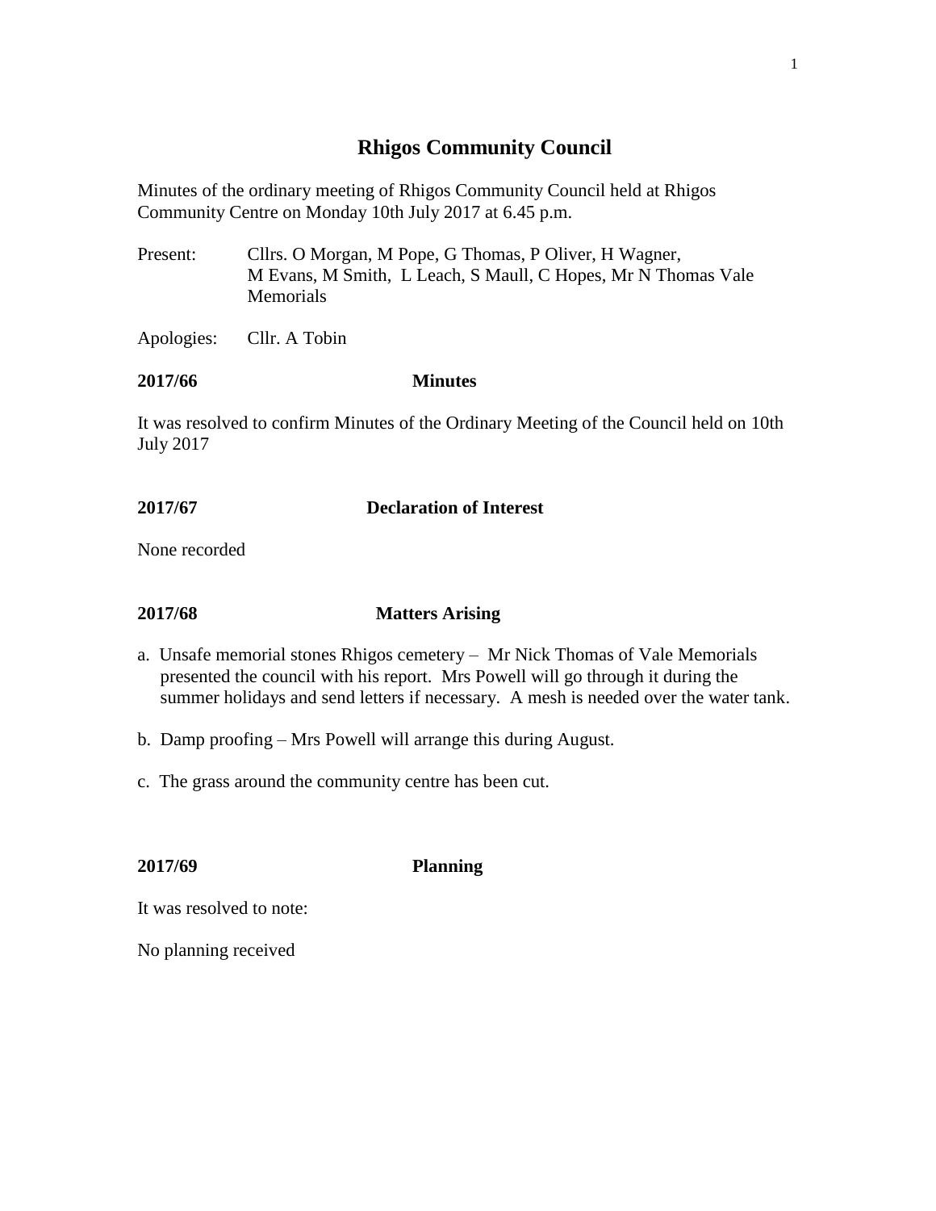# Rhigos Community Council

Minutes of the ordinary meeting of Rhigos Community Council held at Rhigos Community Centre on Monday 10th July 2017 at 6.45 p.m.

Present: Cllrs. O Morgan, M Pope, G Thomas, P Oliver, H Wagner, M Evans, M Smith, L Leach, S Maull, C Hopes, Mr N Thomas Vale Memorials

Apologies: Cllr. A Tobin

**2017/66 Minutes**

It was resolved to confirm Minutes of the Ordinary Meeting of the Council held on 10th July 2017

**2017/67 Declaration of Interest**

None recorded

**2017/68 Matters Arising**

a. Unsafe memorial stones Rhigos cemetery – Mr Nick Thomas of Vale Memorials presented the council with his report. Mrs Powell will go through it during the summer holidays and send letters if necessary. A mesh is needed over the water tank.

b. Damp proofing – Mrs Powell will arrange this during August.

c. The grass around the community centre has been cut.

**2017/69 Planning**

It was resolved to note:

No planning received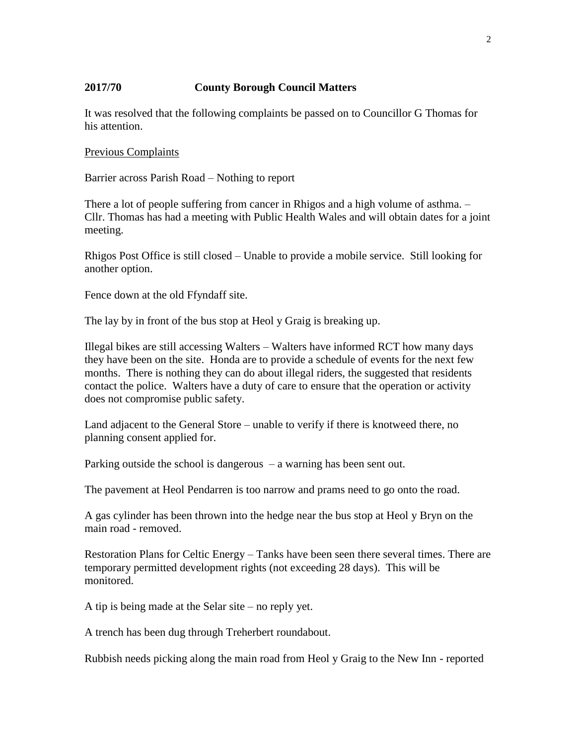**2017/70 County Borough Council Matters**

It was resolved that the following complaints be passed on to Councillor G Thomas for his attention.

Previous Complaints

Barrier across Parish Road – Nothing to report

There a lot of people suffering from cancer in Rhigos and a high volume of asthma. – Cllr. Thomas has had a meeting with Public Health Wales and will obtain dates for a joint meeting.

Rhigos Post Office is still closed – Unable to provide a mobile service. Still looking for another option.

Fence down at the old Ffyndaff site.

The lay by in front of the bus stop at Heol y Graig is breaking up.

Illegal bikes are still accessing Walters – Walters have informed RCT how many days they have been on the site. Honda are to provide a schedule of events for the next few months. There is nothing they can do about illegal riders, the suggested that residents contact the police. Walters have a duty of care to ensure that the operation or activity does not compromise public safety.

Land adjacent to the General Store – unable to verify if there is knotweed there, no planning consent applied for.

Parking outside the school is dangerous – a warning has been sent out.

The pavement at Heol Pendarren is too narrow and prams need to go onto the road.

A gas cylinder has been thrown into the hedge near the bus stop at Heol y Bryn on the main road - removed.

Restoration Plans for Celtic Energy – Tanks have been seen there several times. There are temporary permitted development rights (not exceeding 28 days). This will be monitored.

A tip is being made at the Selar site – no reply yet.

A trench has been dug through Treherbert roundabout.

Rubbish needs picking along the main road from Heol y Graig to the New Inn - reported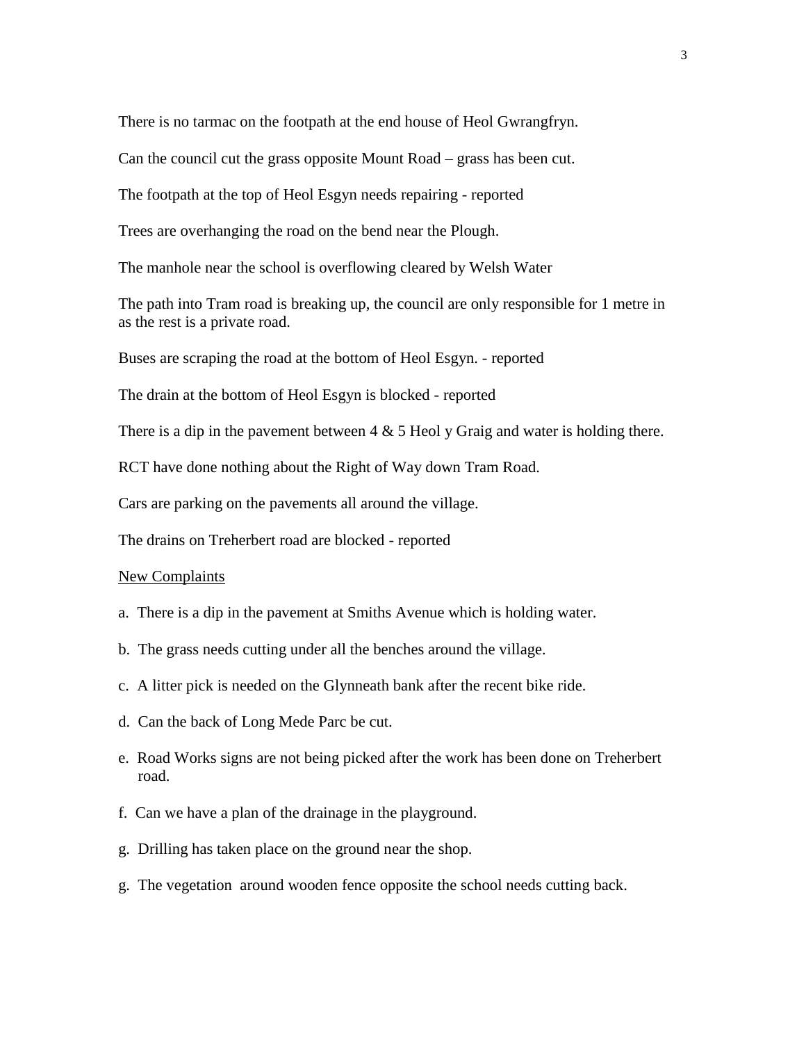There is no tarmac on the footpath at the end house of Heol Gwrangfryn.

Can the council cut the grass opposite Mount Road – grass has been cut.

The footpath at the top of Heol Esgyn needs repairing - reported

Trees are overhanging the road on the bend near the Plough.

The manhole near the school is overflowing cleared by Welsh Water

The path into Tram road is breaking up, the council are only responsible for 1 metre in as the rest is a private road.

Buses are scraping the road at the bottom of Heol Esgyn. - reported

The drain at the bottom of Heol Esgyn is blocked - reported

There is a dip in the pavement between 4 & 5 Heol y Graig and water is holding there.

RCT have done nothing about the Right of Way down Tram Road.

Cars are parking on the pavements all around the village.

The drains on Treherbert road are blocked - reported

<u>New Complaints</u>

a. There is a dip in the pavement at Smiths Avenue which is holding water.

b. The grass needs cutting under all the benches around the village.

c. A litter pick is needed on the Glynneath bank after the recent bike ride.

d. Can the back of Long Mede Parc be cut.

e. Road Works signs are not being picked after the work has been done on Treherbert road.

f. Can we have a plan of the drainage in the playground.

g. Drilling has taken place on the ground near the shop.

g. The vegetation around wooden fence opposite the school needs cutting back.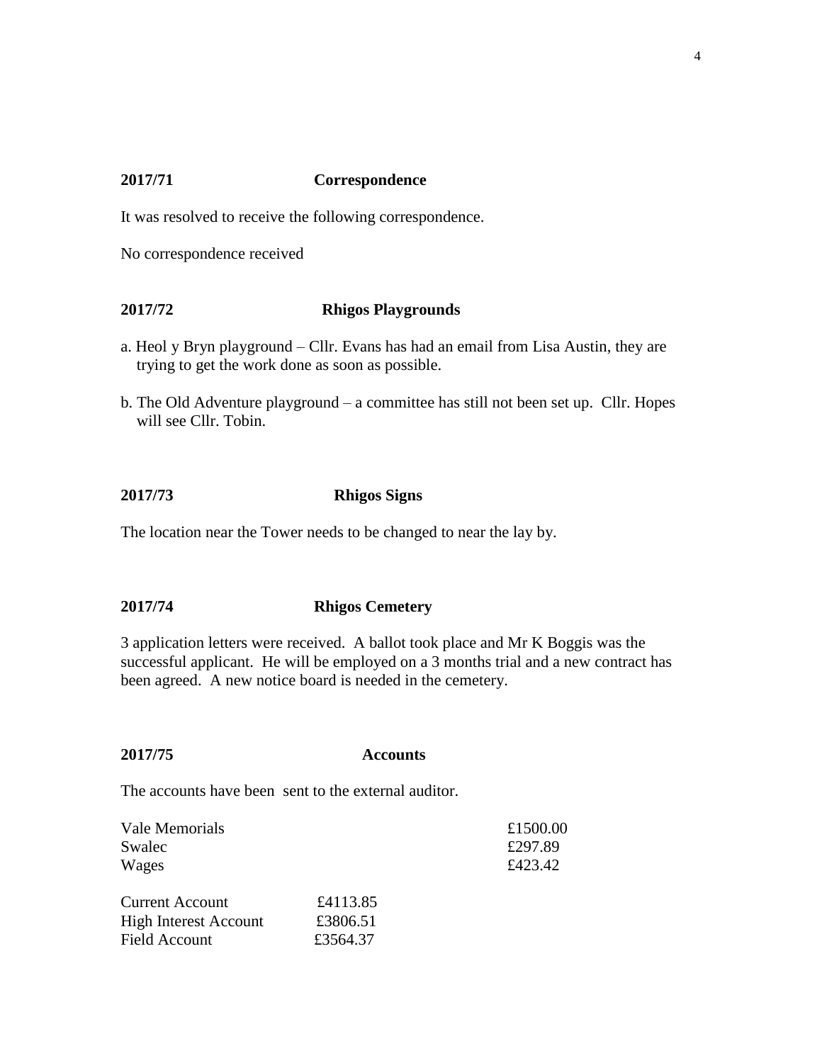**2017/71 Correspondence**

It was resolved to receive the following correspondence.

No correspondence received

**2017/72 Rhigos Playgrounds**

a. Heol y Bryn playground – Cllr. Evans has had an email from Lisa Austin, they are trying to get the work done as soon as possible.

b. The Old Adventure playground – a committee has still not been set up. Cllr. Hopes will see Cllr. Tobin.

**2017/73 Rhigos Signs**

The location near the Tower needs to be changed to near the lay by.

**2017/74 Rhigos Cemetery**

3 application letters were received. A ballot took place and Mr K Boggis was the successful applicant. He will be employed on a 3 months trial and a new contract has been agreed. A new notice board is needed in the cemetery.

**2017/75 Accounts**

The accounts have been sent to the external auditor.

| | |
|---|---|
| Vale Memorials | £1500.00 |
| Swalec | £297.89 |
| Wages | £423.42 |

| | |
|---|---|
| Current Account | £4113.85 |
| High Interest Account | £3806.51 |
| Field Account | £3564.37 |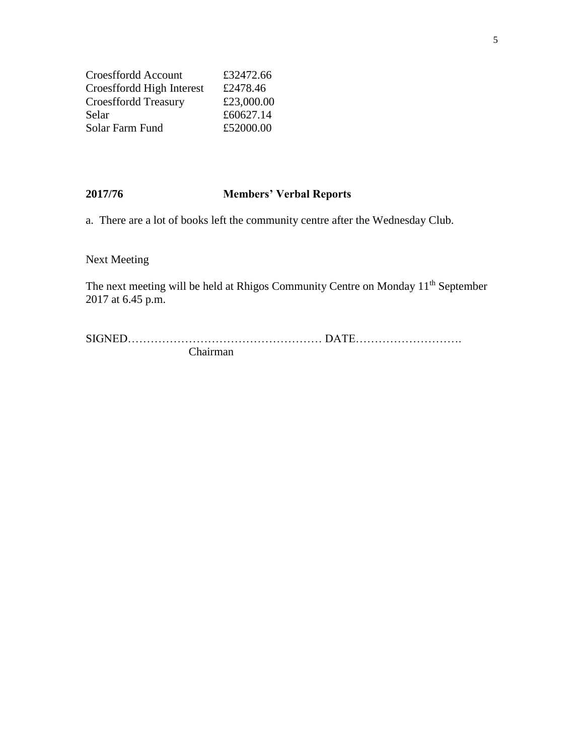| | |
|---|---|
| Croesffordd Account | £32472.66 |
| Croesffordd High Interest | £2478.46 |
| Croesffordd Treasury | £23,000.00 |
| Selar | £60627.14 |
| Solar Farm Fund | £52000.00 |

**2017/76 Members' Verbal Reports**

a. There are a lot of books left the community centre after the Wednesday Club.

Next Meeting

The next meeting will be held at Rhigos Community Centre on Monday 11th September 2017 at 6.45 p.m.

SIGNED…………………………………………… DATE……………………….
Chairman